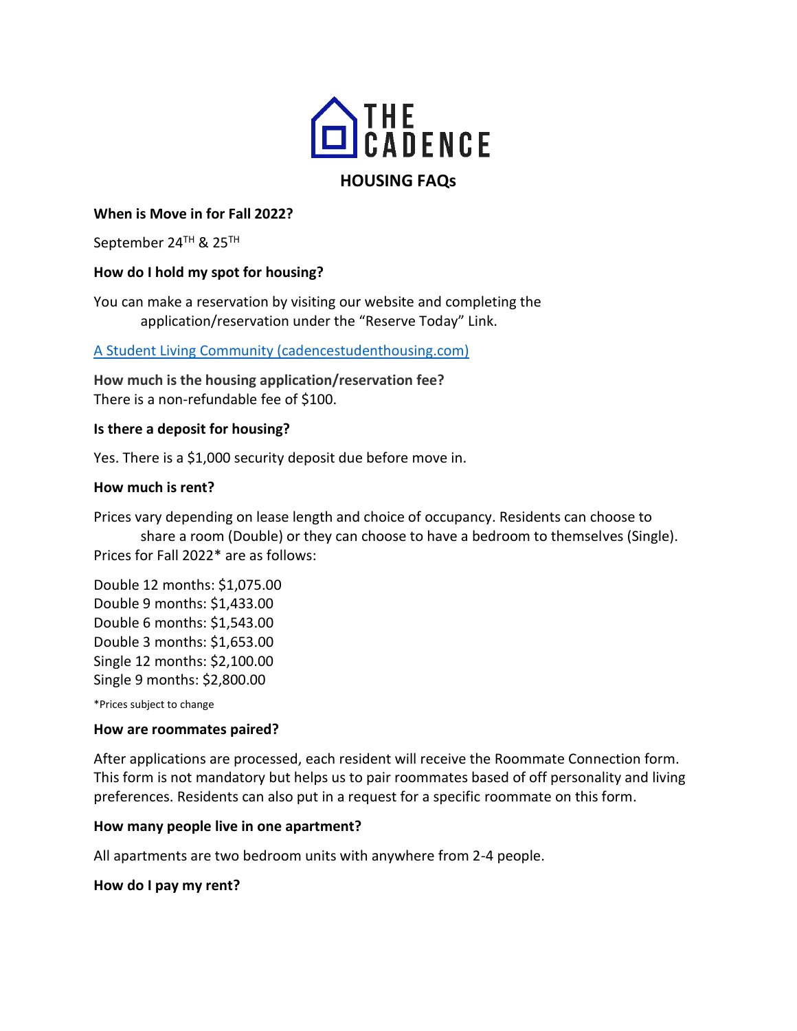# THE CADENCE

## HOUSING FAQs

**When is Move in for Fall 2022?**

September 24TH & 25TH

**How do I hold my spot for housing?**

You can make a reservation by visiting our website and completing the application/reservation under the "Reserve Today" Link.

[A Student Living Community (cadencestudenthousing.com)](cadencestudenthousing.com)

**How much is the housing application/reservation fee?**
There is a non-refundable fee of $100.

**Is there a deposit for housing?**

Yes. There is a $1,000 security deposit due before move in.

**How much is rent?**

Prices vary depending on lease length and choice of occupancy. Residents can choose to share a room (Double) or they can choose to have a bedroom to themselves (Single). Prices for Fall 2022* are as follows:

Double 12 months: $1,075.00
Double 9 months: $1,433.00
Double 6 months: $1,543.00
Double 3 months: $1,653.00
Single 12 months: $2,100.00
Single 9 months: $2,800.00

*Prices subject to change

**How are roommates paired?**

After applications are processed, each resident will receive the Roommate Connection form. This form is not mandatory but helps us to pair roommates based of off personality and living preferences. Residents can also put in a request for a specific roommate on this form.

**How many people live in one apartment?**

All apartments are two bedroom units with anywhere from 2-4 people.

**How do I pay my rent?**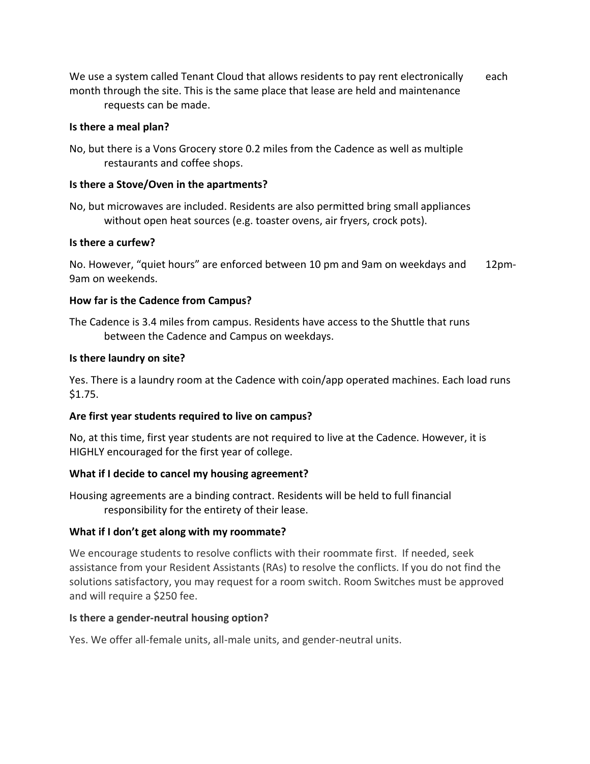We use a system called Tenant Cloud that allows residents to pay rent electronically each month through the site. This is the same place that lease are held and maintenance requests can be made.

**Is there a meal plan?**

No, but there is a Vons Grocery store 0.2 miles from the Cadence as well as multiple restaurants and coffee shops.

**Is there a Stove/Oven in the apartments?**

No, but microwaves are included. Residents are also permitted bring small appliances without open heat sources (e.g. toaster ovens, air fryers, crock pots).

**Is there a curfew?**

No. However, "quiet hours" are enforced between 10 pm and 9am on weekdays and 12pm-9am on weekends.

**How far is the Cadence from Campus?**

The Cadence is 3.4 miles from campus. Residents have access to the Shuttle that runs between the Cadence and Campus on weekdays.

**Is there laundry on site?**

Yes. There is a laundry room at the Cadence with coin/app operated machines. Each load runs $1.75.

**Are first year students required to live on campus?**

No, at this time, first year students are not required to live at the Cadence. However, it is HIGHLY encouraged for the first year of college.

**What if I decide to cancel my housing agreement?**

Housing agreements are a binding contract. Residents will be held to full financial responsibility for the entirety of their lease.

**What if I don't get along with my roommate?**

We encourage students to resolve conflicts with their roommate first. If needed, seek assistance from your Resident Assistants (RAs) to resolve the conflicts. If you do not find the solutions satisfactory, you may request for a room switch. Room Switches must be approved and will require a $250 fee.

**Is there a gender-neutral housing option?**

Yes. We offer all-female units, all-male units, and gender-neutral units.